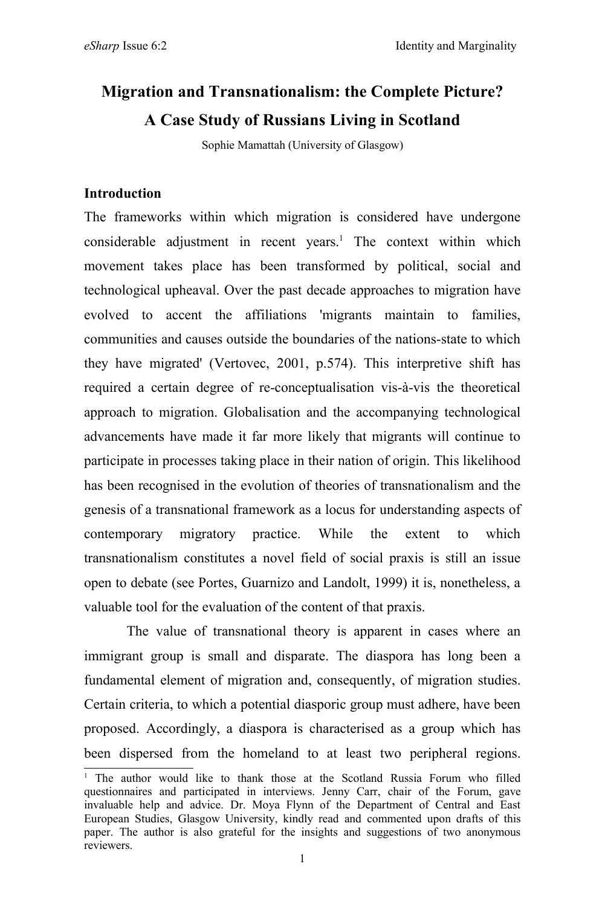# Migration and Transnationalism: the Complete Picture? A Case Study of Russians Living in Scotland

Sophie Mamattah (University of Glasgow)

## Introduction

The frameworks within which migration is considered have undergone considerable adjustment in recent years.[1] The context within which movement takes place has been transformed by political, social and technological upheaval. Over the past decade approaches to migration have evolved to accent the affiliations 'migrants maintain to families, communities and causes outside the boundaries of the nations-state to which they have migrated' (Vertovec, 2001, p.574). This interpretive shift has required a certain degree of re-conceptualisation vis-à-vis the theoretical approach to migration. Globalisation and the accompanying technological advancements have made it far more likely that migrants will continue to participate in processes taking place in their nation of origin. This likelihood has been recognised in the evolution of theories of transnationalism and the genesis of a transnational framework as a locus for understanding aspects of contemporary migratory practice. While the extent to which transnationalism constitutes a novel field of social praxis is still an issue open to debate (see Portes, Guarnizo and Landolt, 1999) it is, nonetheless, a valuable tool for the evaluation of the content of that praxis.

The value of transnational theory is apparent in cases where an immigrant group is small and disparate. The diaspora has long been a fundamental element of migration and, consequently, of migration studies. Certain criteria, to which a potential diasporic group must adhere, have been proposed. Accordingly, a diaspora is characterised as a group which has been dispersed from the homeland to at least two peripheral regions.

[1] The author would like to thank those at the Scotland Russia Forum who filled questionnaires and participated in interviews. Jenny Carr, chair of the Forum, gave invaluable help and advice. Dr. Moya Flynn of the Department of Central and East European Studies, Glasgow University, kindly read and commented upon drafts of this paper. The author is also grateful for the insights and suggestions of two anonymous reviewers.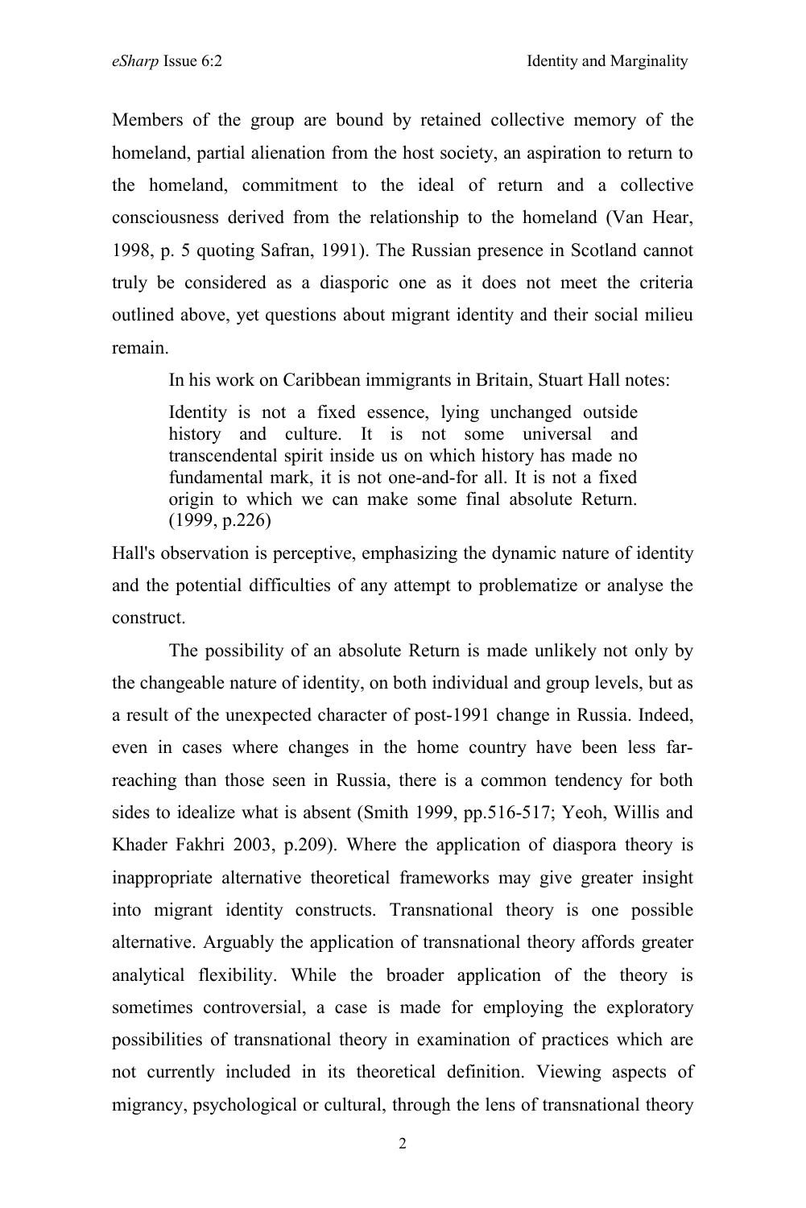Members of the group are bound by retained collective memory of the homeland, partial alienation from the host society, an aspiration to return to the homeland, commitment to the ideal of return and a collective consciousness derived from the relationship to the homeland (Van Hear, 1998, p. 5 quoting Safran, 1991). The Russian presence in Scotland cannot truly be considered as a diasporic one as it does not meet the criteria outlined above, yet questions about migrant identity and their social milieu remain.

In his work on Caribbean immigrants in Britain, Stuart Hall notes:

> Identity is not a fixed essence, lying unchanged outside history and culture. It is not some universal and transcendental spirit inside us on which history has made no fundamental mark, it is not one-and-for all. It is not a fixed origin to which we can make some final absolute Return. (1999, p.226)

Hall's observation is perceptive, emphasizing the dynamic nature of identity and the potential difficulties of any attempt to problematize or analyse the construct.

The possibility of an absolute Return is made unlikely not only by the changeable nature of identity, on both individual and group levels, but as a result of the unexpected character of post-1991 change in Russia. Indeed, even in cases where changes in the home country have been less far-reaching than those seen in Russia, there is a common tendency for both sides to idealize what is absent (Smith 1999, pp.516-517; Yeoh, Willis and Khader Fakhri 2003, p.209). Where the application of diaspora theory is inappropriate alternative theoretical frameworks may give greater insight into migrant identity constructs. Transnational theory is one possible alternative. Arguably the application of transnational theory affords greater analytical flexibility. While the broader application of the theory is sometimes controversial, a case is made for employing the exploratory possibilities of transnational theory in examination of practices which are not currently included in its theoretical definition. Viewing aspects of migrancy, psychological or cultural, through the lens of transnational theory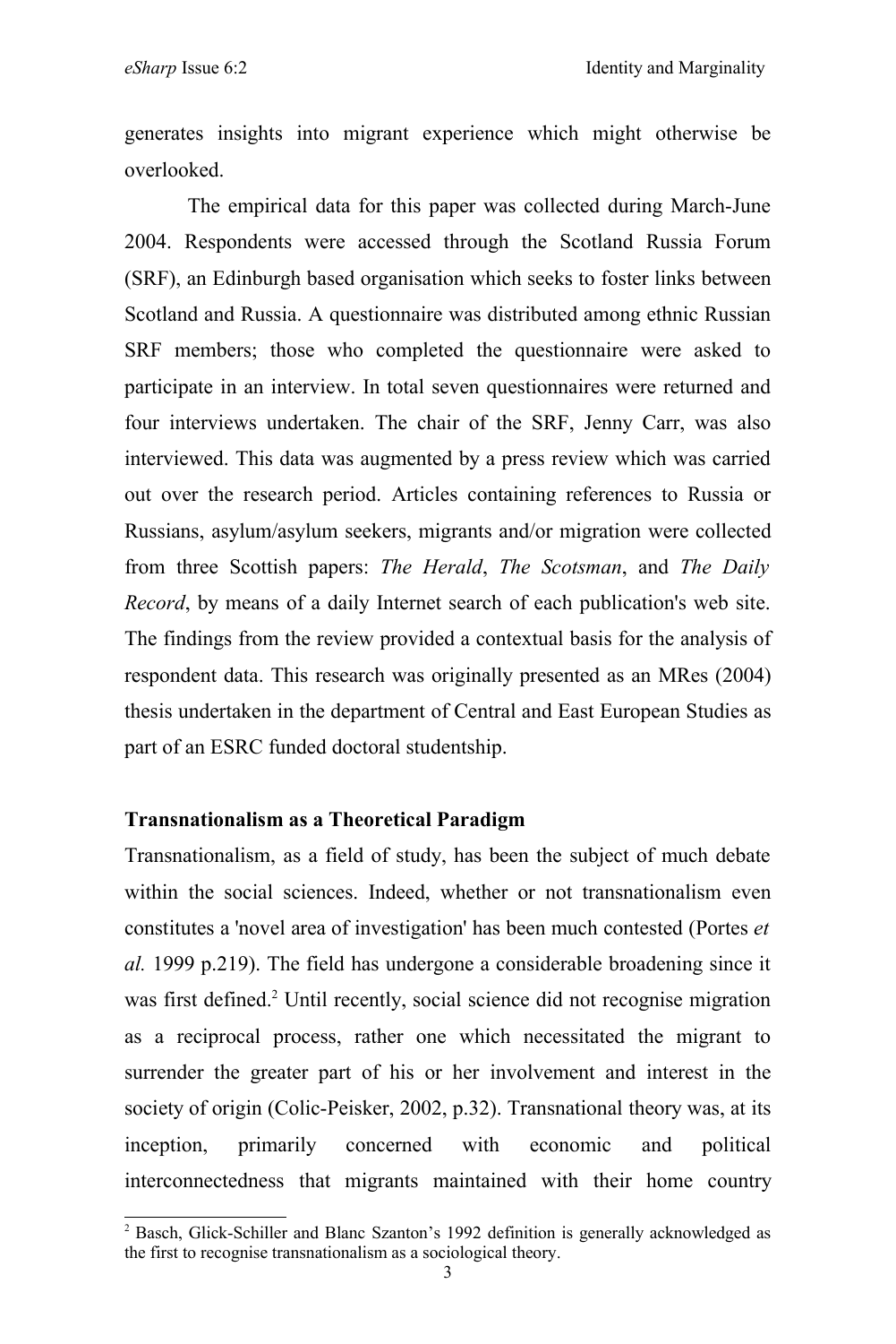generates insights into migrant experience which might otherwise be overlooked.

The empirical data for this paper was collected during March-June 2004. Respondents were accessed through the Scotland Russia Forum (SRF), an Edinburgh based organisation which seeks to foster links between Scotland and Russia. A questionnaire was distributed among ethnic Russian SRF members; those who completed the questionnaire were asked to participate in an interview. In total seven questionnaires were returned and four interviews undertaken. The chair of the SRF, Jenny Carr, was also interviewed. This data was augmented by a press review which was carried out over the research period. Articles containing references to Russia or Russians, asylum/asylum seekers, migrants and/or migration were collected from three Scottish papers: *The Herald*, *The Scotsman*, and *The Daily Record*, by means of a daily Internet search of each publication's web site. The findings from the review provided a contextual basis for the analysis of respondent data. This research was originally presented as an MRes (2004) thesis undertaken in the department of Central and East European Studies as part of an ESRC funded doctoral studentship.

**Transnationalism as a Theoretical Paradigm**

Transnationalism, as a field of study, has been the subject of much debate within the social sciences. Indeed, whether or not transnationalism even constitutes a 'novel area of investigation' has been much contested (Portes *et al.* 1999 p.219). The field has undergone a considerable broadening since it was first defined.[2] Until recently, social science did not recognise migration as a reciprocal process, rather one which necessitated the migrant to surrender the greater part of his or her involvement and interest in the society of origin (Colic-Peisker, 2002, p.32). Transnational theory was, at its inception, primarily concerned with economic and political interconnectedness that migrants maintained with their home country

[2] Basch, Glick-Schiller and Blanc Szanton's 1992 definition is generally acknowledged as the first to recognise transnationalism as a sociological theory.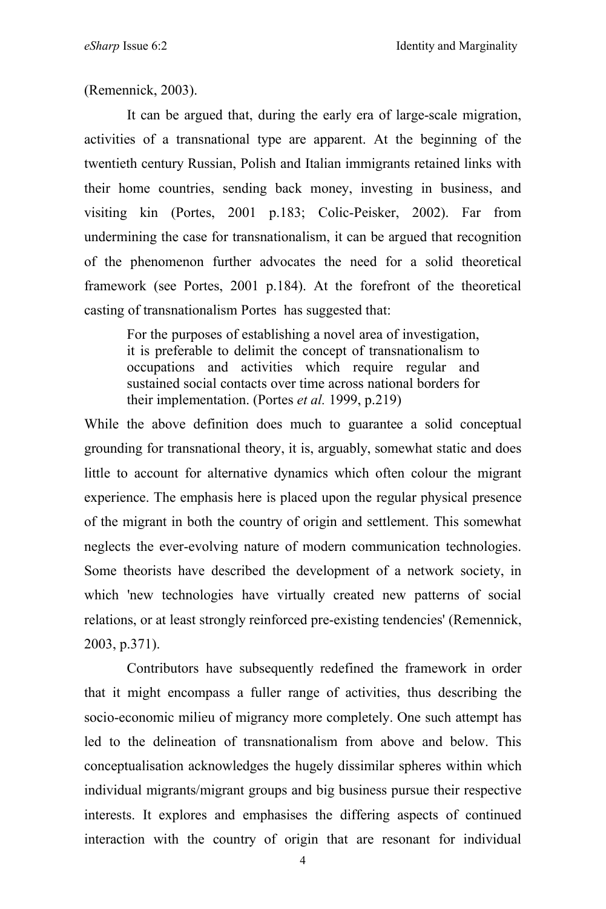(Remennick, 2003).

It can be argued that, during the early era of large-scale migration, activities of a transnational type are apparent. At the beginning of the twentieth century Russian, Polish and Italian immigrants retained links with their home countries, sending back money, investing in business, and visiting kin (Portes, 2001 p.183; Colic-Peisker, 2002). Far from undermining the case for transnationalism, it can be argued that recognition of the phenomenon further advocates the need for a solid theoretical framework (see Portes, 2001 p.184). At the forefront of the theoretical casting of transnationalism Portes has suggested that:

> For the purposes of establishing a novel area of investigation, it is preferable to delimit the concept of transnationalism to occupations and activities which require regular and sustained social contacts over time across national borders for their implementation. (Portes *et al.* 1999, p.219)

While the above definition does much to guarantee a solid conceptual grounding for transnational theory, it is, arguably, somewhat static and does little to account for alternative dynamics which often colour the migrant experience. The emphasis here is placed upon the regular physical presence of the migrant in both the country of origin and settlement. This somewhat neglects the ever-evolving nature of modern communication technologies. Some theorists have described the development of a network society, in which 'new technologies have virtually created new patterns of social relations, or at least strongly reinforced pre-existing tendencies' (Remennick, 2003, p.371).

Contributors have subsequently redefined the framework in order that it might encompass a fuller range of activities, thus describing the socio-economic milieu of migrancy more completely. One such attempt has led to the delineation of transnationalism from above and below. This conceptualisation acknowledges the hugely dissimilar spheres within which individual migrants/migrant groups and big business pursue their respective interests. It explores and emphasises the differing aspects of continued interaction with the country of origin that are resonant for individual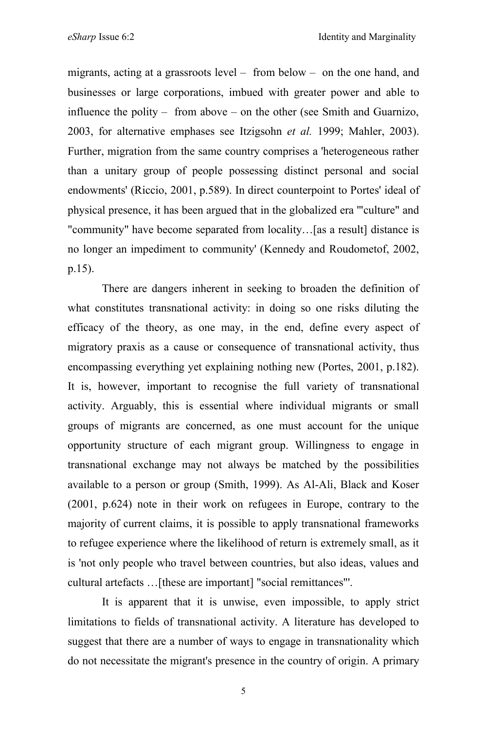migrants, acting at a grassroots level – from below – on the one hand, and businesses or large corporations, imbued with greater power and able to influence the polity – from above – on the other (see Smith and Guarnizo, 2003, for alternative emphases see Itzigsohn *et al.* 1999; Mahler, 2003). Further, migration from the same country comprises a 'heterogeneous rather than a unitary group of people possessing distinct personal and social endowments' (Riccio, 2001, p.589). In direct counterpoint to Portes' ideal of physical presence, it has been argued that in the globalized era '"culture" and "community" have become separated from locality…[as a result] distance is no longer an impediment to community' (Kennedy and Roudometof, 2002, p.15).

There are dangers inherent in seeking to broaden the definition of what constitutes transnational activity: in doing so one risks diluting the efficacy of the theory, as one may, in the end, define every aspect of migratory praxis as a cause or consequence of transnational activity, thus encompassing everything yet explaining nothing new (Portes, 2001, p.182). It is, however, important to recognise the full variety of transnational activity. Arguably, this is essential where individual migrants or small groups of migrants are concerned, as one must account for the unique opportunity structure of each migrant group. Willingness to engage in transnational exchange may not always be matched by the possibilities available to a person or group (Smith, 1999). As Al-Ali, Black and Koser (2001, p.624) note in their work on refugees in Europe, contrary to the majority of current claims, it is possible to apply transnational frameworks to refugee experience where the likelihood of return is extremely small, as it is 'not only people who travel between countries, but also ideas, values and cultural artefacts …[these are important] "social remittances"'.

It is apparent that it is unwise, even impossible, to apply strict limitations to fields of transnational activity. A literature has developed to suggest that there are a number of ways to engage in transnationality which do not necessitate the migrant's presence in the country of origin. A primary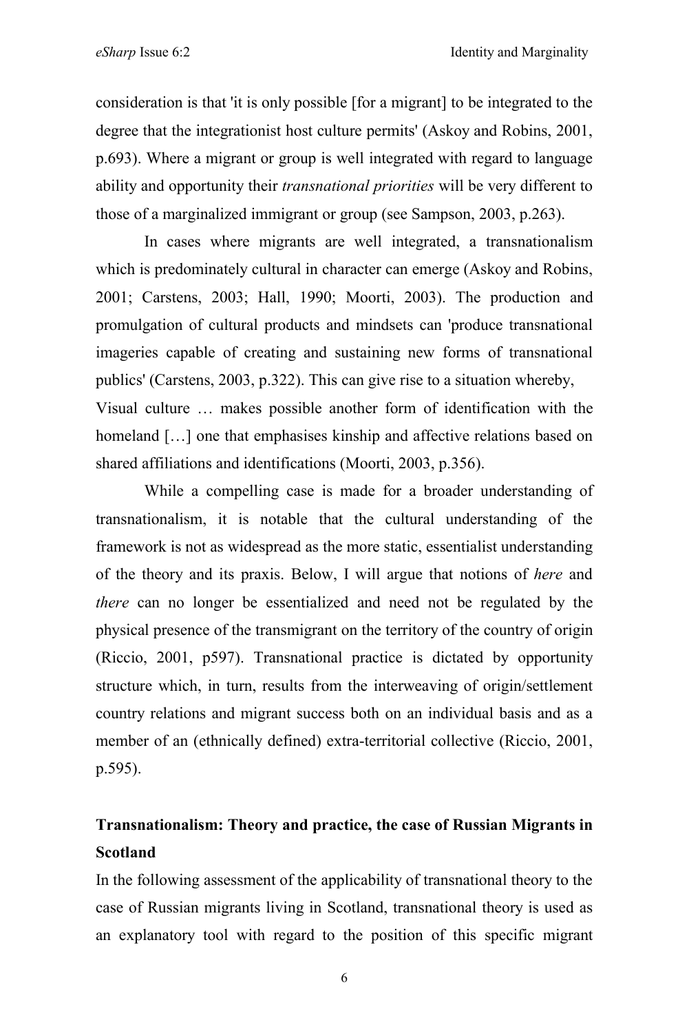consideration is that 'it is only possible [for a migrant] to be integrated to the degree that the integrationist host culture permits' (Askoy and Robins, 2001, p.693). Where a migrant or group is well integrated with regard to language ability and opportunity their *transnational priorities* will be very different to those of a marginalized immigrant or group (see Sampson, 2003, p.263).

In cases where migrants are well integrated, a transnationalism which is predominately cultural in character can emerge (Askoy and Robins, 2001; Carstens, 2003; Hall, 1990; Moorti, 2003). The production and promulgation of cultural products and mindsets can 'produce transnational imageries capable of creating and sustaining new forms of transnational publics' (Carstens, 2003, p.322). This can give rise to a situation whereby,

Visual culture … makes possible another form of identification with the homeland […] one that emphasises kinship and affective relations based on shared affiliations and identifications (Moorti, 2003, p.356).

While a compelling case is made for a broader understanding of transnationalism, it is notable that the cultural understanding of the framework is not as widespread as the more static, essentialist understanding of the theory and its praxis. Below, I will argue that notions of *here* and *there* can no longer be essentialized and need not be regulated by the physical presence of the transmigrant on the territory of the country of origin (Riccio, 2001, p597). Transnational practice is dictated by opportunity structure which, in turn, results from the interweaving of origin/settlement country relations and migrant success both on an individual basis and as a member of an (ethnically defined) extra-territorial collective (Riccio, 2001, p.595).

## Transnationalism: Theory and practice, the case of Russian Migrants in Scotland

In the following assessment of the applicability of transnational theory to the case of Russian migrants living in Scotland, transnational theory is used as an explanatory tool with regard to the position of this specific migrant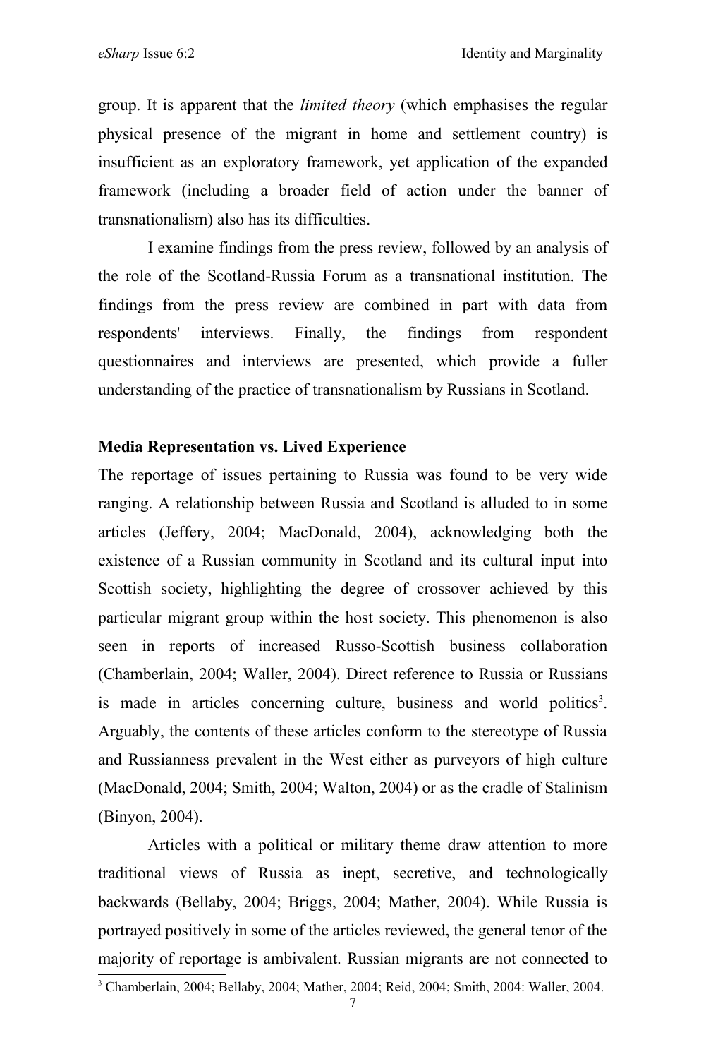group. It is apparent that the *limited theory* (which emphasises the regular physical presence of the migrant in home and settlement country) is insufficient as an exploratory framework, yet application of the expanded framework (including a broader field of action under the banner of transnationalism) also has its difficulties.

I examine findings from the press review, followed by an analysis of the role of the Scotland-Russia Forum as a transnational institution. The findings from the press review are combined in part with data from respondents' interviews. Finally, the findings from respondent questionnaires and interviews are presented, which provide a fuller understanding of the practice of transnationalism by Russians in Scotland.

**Media Representation vs. Lived Experience**

The reportage of issues pertaining to Russia was found to be very wide ranging. A relationship between Russia and Scotland is alluded to in some articles (Jeffery, 2004; MacDonald, 2004), acknowledging both the existence of a Russian community in Scotland and its cultural input into Scottish society, highlighting the degree of crossover achieved by this particular migrant group within the host society. This phenomenon is also seen in reports of increased Russo-Scottish business collaboration (Chamberlain, 2004; Waller, 2004). Direct reference to Russia or Russians is made in articles concerning culture, business and world politics[3]. Arguably, the contents of these articles conform to the stereotype of Russia and Russianness prevalent in the West either as purveyors of high culture (MacDonald, 2004; Smith, 2004; Walton, 2004) or as the cradle of Stalinism (Binyon, 2004).

Articles with a political or military theme draw attention to more traditional views of Russia as inept, secretive, and technologically backwards (Bellaby, 2004; Briggs, 2004; Mather, 2004). While Russia is portrayed positively in some of the articles reviewed, the general tenor of the majority of reportage is ambivalent. Russian migrants are not connected to

[3] Chamberlain, 2004; Bellaby, 2004; Mather, 2004; Reid, 2004; Smith, 2004: Waller, 2004.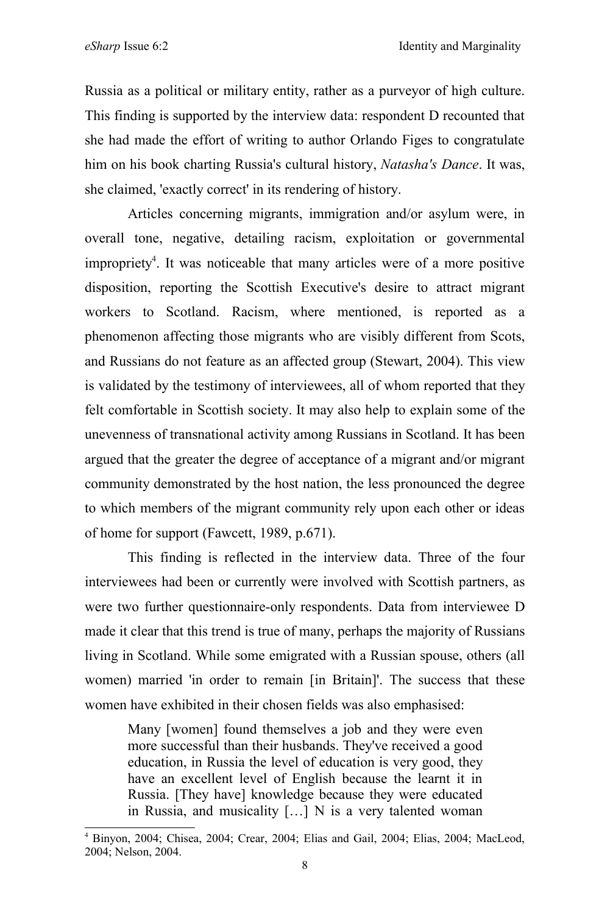Russia as a political or military entity, rather as a purveyor of high culture. This finding is supported by the interview data: respondent D recounted that she had made the effort of writing to author Orlando Figes to congratulate him on his book charting Russia's cultural history, *Natasha's Dance*. It was, she claimed, 'exactly correct' in its rendering of history.

Articles concerning migrants, immigration and/or asylum were, in overall tone, negative, detailing racism, exploitation or governmental impropriety[4]. It was noticeable that many articles were of a more positive disposition, reporting the Scottish Executive's desire to attract migrant workers to Scotland. Racism, where mentioned, is reported as a phenomenon affecting those migrants who are visibly different from Scots, and Russians do not feature as an affected group (Stewart, 2004). This view is validated by the testimony of interviewees, all of whom reported that they felt comfortable in Scottish society. It may also help to explain some of the unevenness of transnational activity among Russians in Scotland. It has been argued that the greater the degree of acceptance of a migrant and/or migrant community demonstrated by the host nation, the less pronounced the degree to which members of the migrant community rely upon each other or ideas of home for support (Fawcett, 1989, p.671).

This finding is reflected in the interview data. Three of the four interviewees had been or currently were involved with Scottish partners, as were two further questionnaire-only respondents. Data from interviewee D made it clear that this trend is true of many, perhaps the majority of Russians living in Scotland. While some emigrated with a Russian spouse, others (all women) married 'in order to remain [in Britain]'. The success that these women have exhibited in their chosen fields was also emphasised:

> Many [women] found themselves a job and they were even more successful than their husbands. They've received a good education, in Russia the level of education is very good, they have an excellent level of English because the learnt it in Russia. [They have] knowledge because they were educated in Russia, and musicality […] N is a very talented woman

[4] Binyon, 2004; Chisea, 2004; Crear, 2004; Elias and Gail, 2004; Elias, 2004; MacLeod, 2004; Nelson, 2004.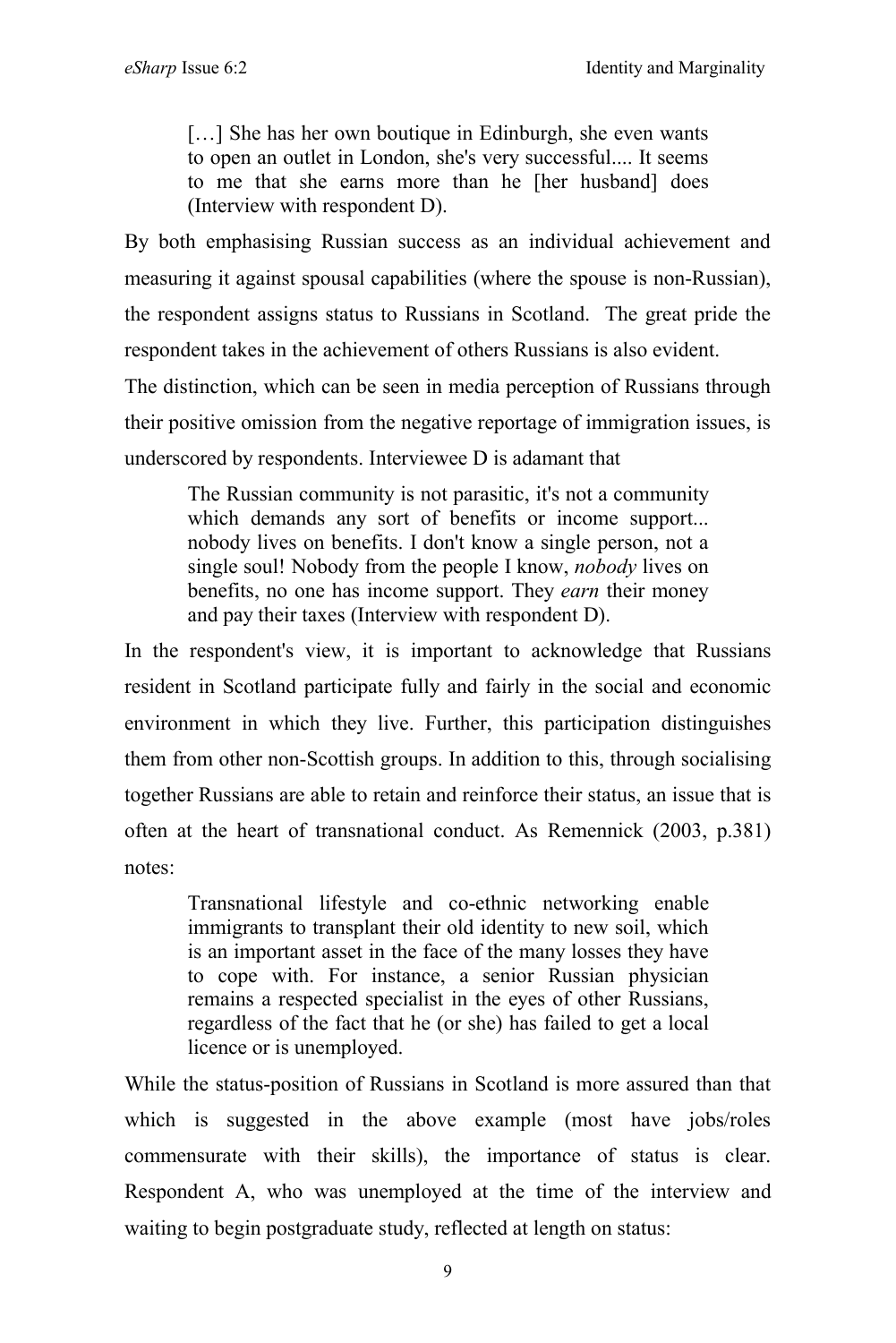> […] She has her own boutique in Edinburgh, she even wants to open an outlet in London, she's very successful.... It seems to me that she earns more than he [her husband] does (Interview with respondent D).

By both emphasising Russian success as an individual achievement and measuring it against spousal capabilities (where the spouse is non-Russian), the respondent assigns status to Russians in Scotland. The great pride the respondent takes in the achievement of others Russians is also evident.

The distinction, which can be seen in media perception of Russians through their positive omission from the negative reportage of immigration issues, is underscored by respondents. Interviewee D is adamant that

> The Russian community is not parasitic, it's not a community which demands any sort of benefits or income support... nobody lives on benefits. I don't know a single person, not a single soul! Nobody from the people I know, *nobody* lives on benefits, no one has income support. They *earn* their money and pay their taxes (Interview with respondent D).

In the respondent's view, it is important to acknowledge that Russians resident in Scotland participate fully and fairly in the social and economic environment in which they live. Further, this participation distinguishes them from other non-Scottish groups. In addition to this, through socialising together Russians are able to retain and reinforce their status, an issue that is often at the heart of transnational conduct. As Remennick (2003, p.381) notes:

> Transnational lifestyle and co-ethnic networking enable immigrants to transplant their old identity to new soil, which is an important asset in the face of the many losses they have to cope with. For instance, a senior Russian physician remains a respected specialist in the eyes of other Russians, regardless of the fact that he (or she) has failed to get a local licence or is unemployed.

While the status-position of Russians in Scotland is more assured than that which is suggested in the above example (most have jobs/roles commensurate with their skills), the importance of status is clear. Respondent A, who was unemployed at the time of the interview and waiting to begin postgraduate study, reflected at length on status: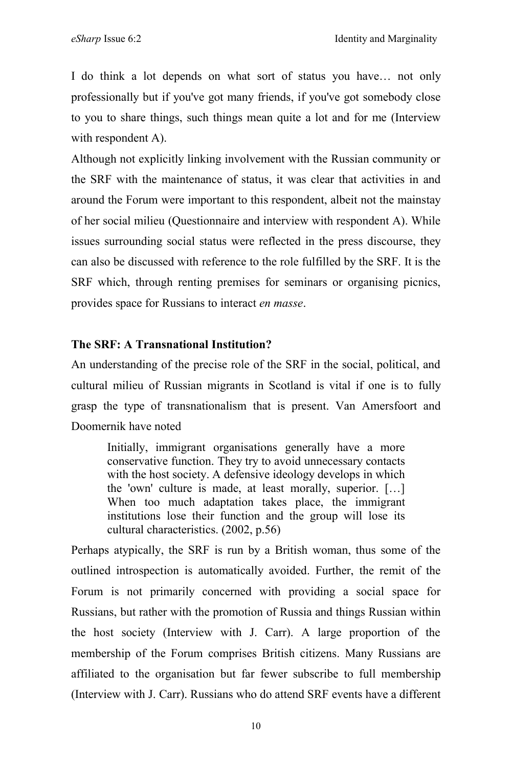I do think a lot depends on what sort of status you have… not only professionally but if you've got many friends, if you've got somebody close to you to share things, such things mean quite a lot and for me (Interview with respondent A).

Although not explicitly linking involvement with the Russian community or the SRF with the maintenance of status, it was clear that activities in and around the Forum were important to this respondent, albeit not the mainstay of her social milieu (Questionnaire and interview with respondent A). While issues surrounding social status were reflected in the press discourse, they can also be discussed with reference to the role fulfilled by the SRF. It is the SRF which, through renting premises for seminars or organising picnics, provides space for Russians to interact *en masse*.

**The SRF: A Transnational Institution?**

An understanding of the precise role of the SRF in the social, political, and cultural milieu of Russian migrants in Scotland is vital if one is to fully grasp the type of transnationalism that is present. Van Amersfoort and Doomernik have noted

> Initially, immigrant organisations generally have a more conservative function. They try to avoid unnecessary contacts with the host society. A defensive ideology develops in which the 'own' culture is made, at least morally, superior. […] When too much adaptation takes place, the immigrant institutions lose their function and the group will lose its cultural characteristics. (2002, p.56)

Perhaps atypically, the SRF is run by a British woman, thus some of the outlined introspection is automatically avoided. Further, the remit of the Forum is not primarily concerned with providing a social space for Russians, but rather with the promotion of Russia and things Russian within the host society (Interview with J. Carr). A large proportion of the membership of the Forum comprises British citizens. Many Russians are affiliated to the organisation but far fewer subscribe to full membership (Interview with J. Carr). Russians who do attend SRF events have a different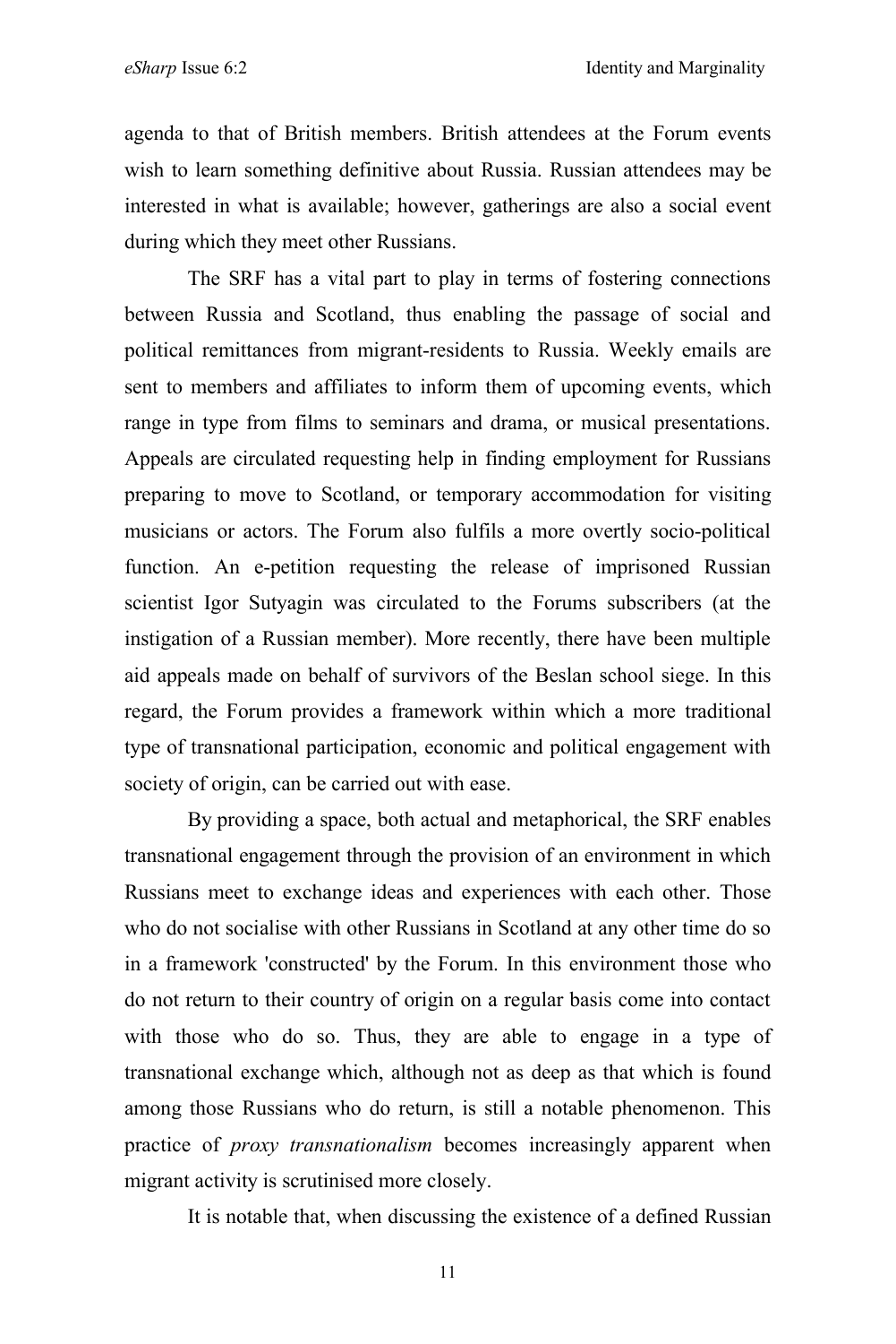agenda to that of British members. British attendees at the Forum events wish to learn something definitive about Russia. Russian attendees may be interested in what is available; however, gatherings are also a social event during which they meet other Russians.

The SRF has a vital part to play in terms of fostering connections between Russia and Scotland, thus enabling the passage of social and political remittances from migrant-residents to Russia. Weekly emails are sent to members and affiliates to inform them of upcoming events, which range in type from films to seminars and drama, or musical presentations. Appeals are circulated requesting help in finding employment for Russians preparing to move to Scotland, or temporary accommodation for visiting musicians or actors. The Forum also fulfils a more overtly socio-political function. An e-petition requesting the release of imprisoned Russian scientist Igor Sutyagin was circulated to the Forums subscribers (at the instigation of a Russian member). More recently, there have been multiple aid appeals made on behalf of survivors of the Beslan school siege. In this regard, the Forum provides a framework within which a more traditional type of transnational participation, economic and political engagement with society of origin, can be carried out with ease.

By providing a space, both actual and metaphorical, the SRF enables transnational engagement through the provision of an environment in which Russians meet to exchange ideas and experiences with each other. Those who do not socialise with other Russians in Scotland at any other time do so in a framework 'constructed' by the Forum. In this environment those who do not return to their country of origin on a regular basis come into contact with those who do so. Thus, they are able to engage in a type of transnational exchange which, although not as deep as that which is found among those Russians who do return, is still a notable phenomenon. This practice of *proxy transnationalism* becomes increasingly apparent when migrant activity is scrutinised more closely.

It is notable that, when discussing the existence of a defined Russian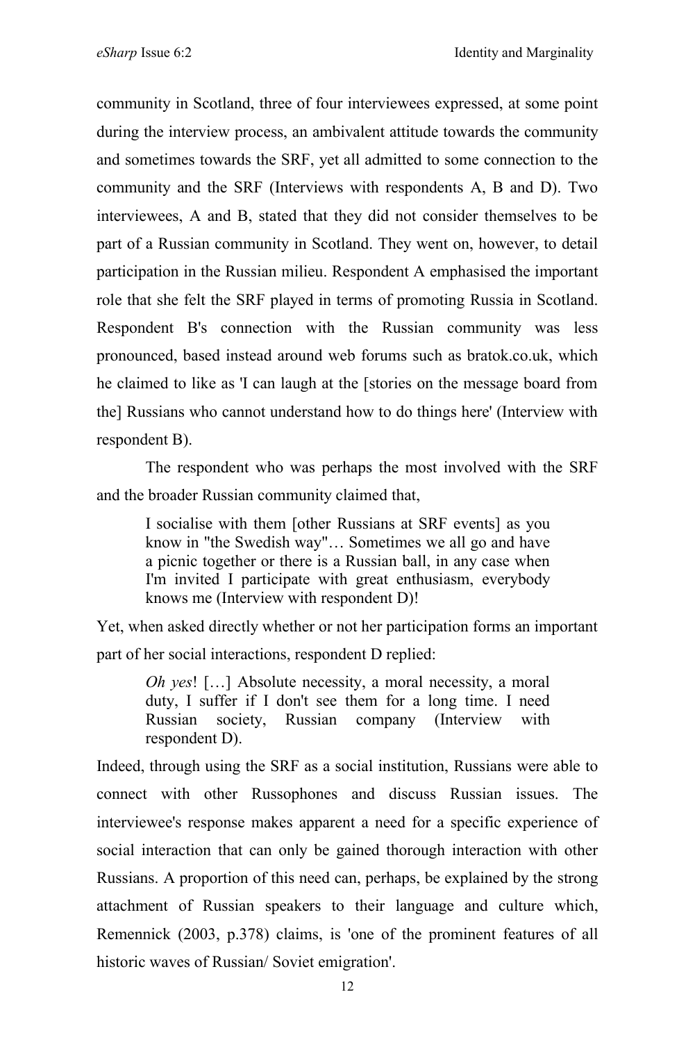community in Scotland, three of four interviewees expressed, at some point during the interview process, an ambivalent attitude towards the community and sometimes towards the SRF, yet all admitted to some connection to the community and the SRF (Interviews with respondents A, B and D). Two interviewees, A and B, stated that they did not consider themselves to be part of a Russian community in Scotland. They went on, however, to detail participation in the Russian milieu. Respondent A emphasised the important role that she felt the SRF played in terms of promoting Russia in Scotland. Respondent B's connection with the Russian community was less pronounced, based instead around web forums such as bratok.co.uk, which he claimed to like as 'I can laugh at the [stories on the message board from the] Russians who cannot understand how to do things here' (Interview with respondent B).

The respondent who was perhaps the most involved with the SRF and the broader Russian community claimed that,

> I socialise with them [other Russians at SRF events] as you know in "the Swedish way"… Sometimes we all go and have a picnic together or there is a Russian ball, in any case when I'm invited I participate with great enthusiasm, everybody knows me (Interview with respondent D)!

Yet, when asked directly whether or not her participation forms an important part of her social interactions, respondent D replied:

> *Oh yes*! […] Absolute necessity, a moral necessity, a moral duty, I suffer if I don't see them for a long time. I need Russian society, Russian company (Interview with respondent D).

Indeed, through using the SRF as a social institution, Russians were able to connect with other Russophones and discuss Russian issues. The interviewee's response makes apparent a need for a specific experience of social interaction that can only be gained thorough interaction with other Russians. A proportion of this need can, perhaps, be explained by the strong attachment of Russian speakers to their language and culture which, Remennick (2003, p.378) claims, is 'one of the prominent features of all historic waves of Russian/ Soviet emigration'.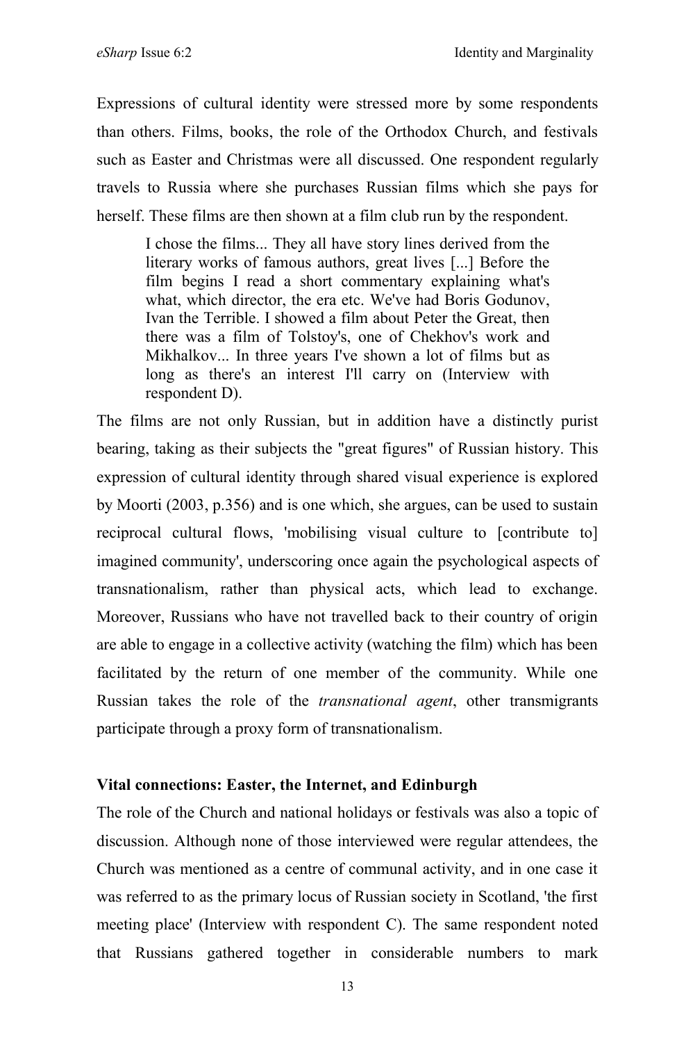Expressions of cultural identity were stressed more by some respondents than others. Films, books, the role of the Orthodox Church, and festivals such as Easter and Christmas were all discussed. One respondent regularly travels to Russia where she purchases Russian films which she pays for herself. These films are then shown at a film club run by the respondent.

> I chose the films... They all have story lines derived from the literary works of famous authors, great lives [...] Before the film begins I read a short commentary explaining what's what, which director, the era etc. We've had Boris Godunov, Ivan the Terrible. I showed a film about Peter the Great, then there was a film of Tolstoy's, one of Chekhov's work and Mikhalkov... In three years I've shown a lot of films but as long as there's an interest I'll carry on (Interview with respondent D).

The films are not only Russian, but in addition have a distinctly purist bearing, taking as their subjects the "great figures" of Russian history. This expression of cultural identity through shared visual experience is explored by Moorti (2003, p.356) and is one which, she argues, can be used to sustain reciprocal cultural flows, 'mobilising visual culture to [contribute to] imagined community', underscoring once again the psychological aspects of transnationalism, rather than physical acts, which lead to exchange. Moreover, Russians who have not travelled back to their country of origin are able to engage in a collective activity (watching the film) which has been facilitated by the return of one member of the community. While one Russian takes the role of the *transnational agent*, other transmigrants participate through a proxy form of transnationalism.

### Vital connections: Easter, the Internet, and Edinburgh

The role of the Church and national holidays or festivals was also a topic of discussion. Although none of those interviewed were regular attendees, the Church was mentioned as a centre of communal activity, and in one case it was referred to as the primary locus of Russian society in Scotland, 'the first meeting place' (Interview with respondent C). The same respondent noted that Russians gathered together in considerable numbers to mark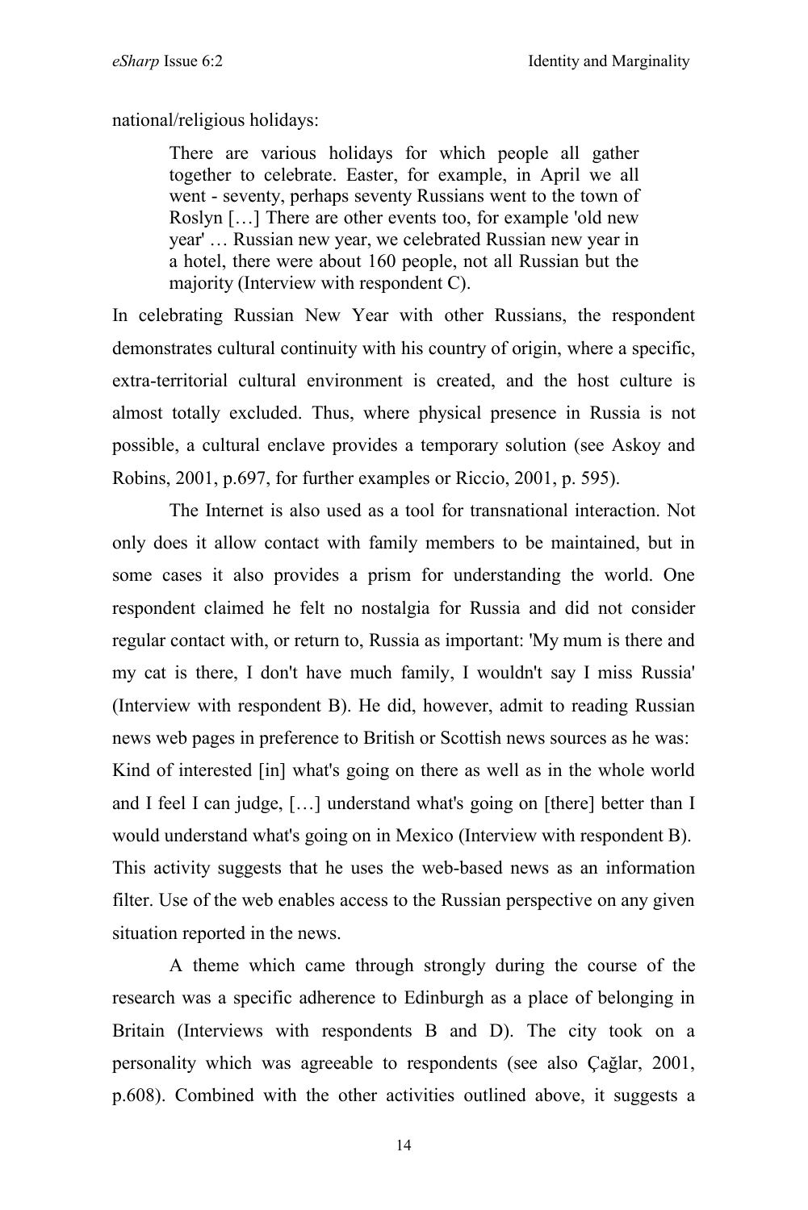national/religious holidays:

> There are various holidays for which people all gather together to celebrate. Easter, for example, in April we all went - seventy, perhaps seventy Russians went to the town of Roslyn […] There are other events too, for example 'old new year' … Russian new year, we celebrated Russian new year in a hotel, there were about 160 people, not all Russian but the majority (Interview with respondent C).

In celebrating Russian New Year with other Russians, the respondent demonstrates cultural continuity with his country of origin, where a specific, extra-territorial cultural environment is created, and the host culture is almost totally excluded. Thus, where physical presence in Russia is not possible, a cultural enclave provides a temporary solution (see Askoy and Robins, 2001, p.697, for further examples or Riccio, 2001, p. 595).

The Internet is also used as a tool for transnational interaction. Not only does it allow contact with family members to be maintained, but in some cases it also provides a prism for understanding the world. One respondent claimed he felt no nostalgia for Russia and did not consider regular contact with, or return to, Russia as important: 'My mum is there and my cat is there, I don't have much family, I wouldn't say I miss Russia' (Interview with respondent B). He did, however, admit to reading Russian news web pages in preference to British or Scottish news sources as he was: Kind of interested [in] what's going on there as well as in the whole world and I feel I can judge, […] understand what's going on [there] better than I would understand what's going on in Mexico (Interview with respondent B). This activity suggests that he uses the web-based news as an information filter. Use of the web enables access to the Russian perspective on any given situation reported in the news.

A theme which came through strongly during the course of the research was a specific adherence to Edinburgh as a place of belonging in Britain (Interviews with respondents B and D). The city took on a personality which was agreeable to respondents (see also Çağlar, 2001, p.608). Combined with the other activities outlined above, it suggests a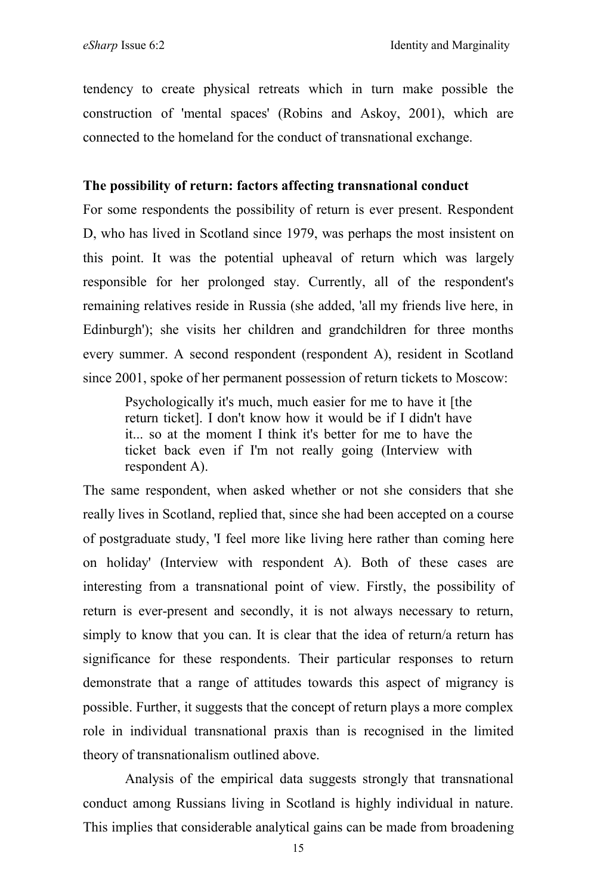tendency to create physical retreats which in turn make possible the construction of 'mental spaces' (Robins and Askoy, 2001), which are connected to the homeland for the conduct of transnational exchange.

**The possibility of return: factors affecting transnational conduct**

For some respondents the possibility of return is ever present. Respondent D, who has lived in Scotland since 1979, was perhaps the most insistent on this point. It was the potential upheaval of return which was largely responsible for her prolonged stay. Currently, all of the respondent's remaining relatives reside in Russia (she added, 'all my friends live here, in Edinburgh'); she visits her children and grandchildren for three months every summer. A second respondent (respondent A), resident in Scotland since 2001, spoke of her permanent possession of return tickets to Moscow:

> Psychologically it's much, much easier for me to have it [the return ticket]. I don't know how it would be if I didn't have it... so at the moment I think it's better for me to have the ticket back even if I'm not really going (Interview with respondent A).

The same respondent, when asked whether or not she considers that she really lives in Scotland, replied that, since she had been accepted on a course of postgraduate study, 'I feel more like living here rather than coming here on holiday' (Interview with respondent A). Both of these cases are interesting from a transnational point of view. Firstly, the possibility of return is ever-present and secondly, it is not always necessary to return, simply to know that you can. It is clear that the idea of return/a return has significance for these respondents. Their particular responses to return demonstrate that a range of attitudes towards this aspect of migrancy is possible. Further, it suggests that the concept of return plays a more complex role in individual transnational praxis than is recognised in the limited theory of transnationalism outlined above.

Analysis of the empirical data suggests strongly that transnational conduct among Russians living in Scotland is highly individual in nature. This implies that considerable analytical gains can be made from broadening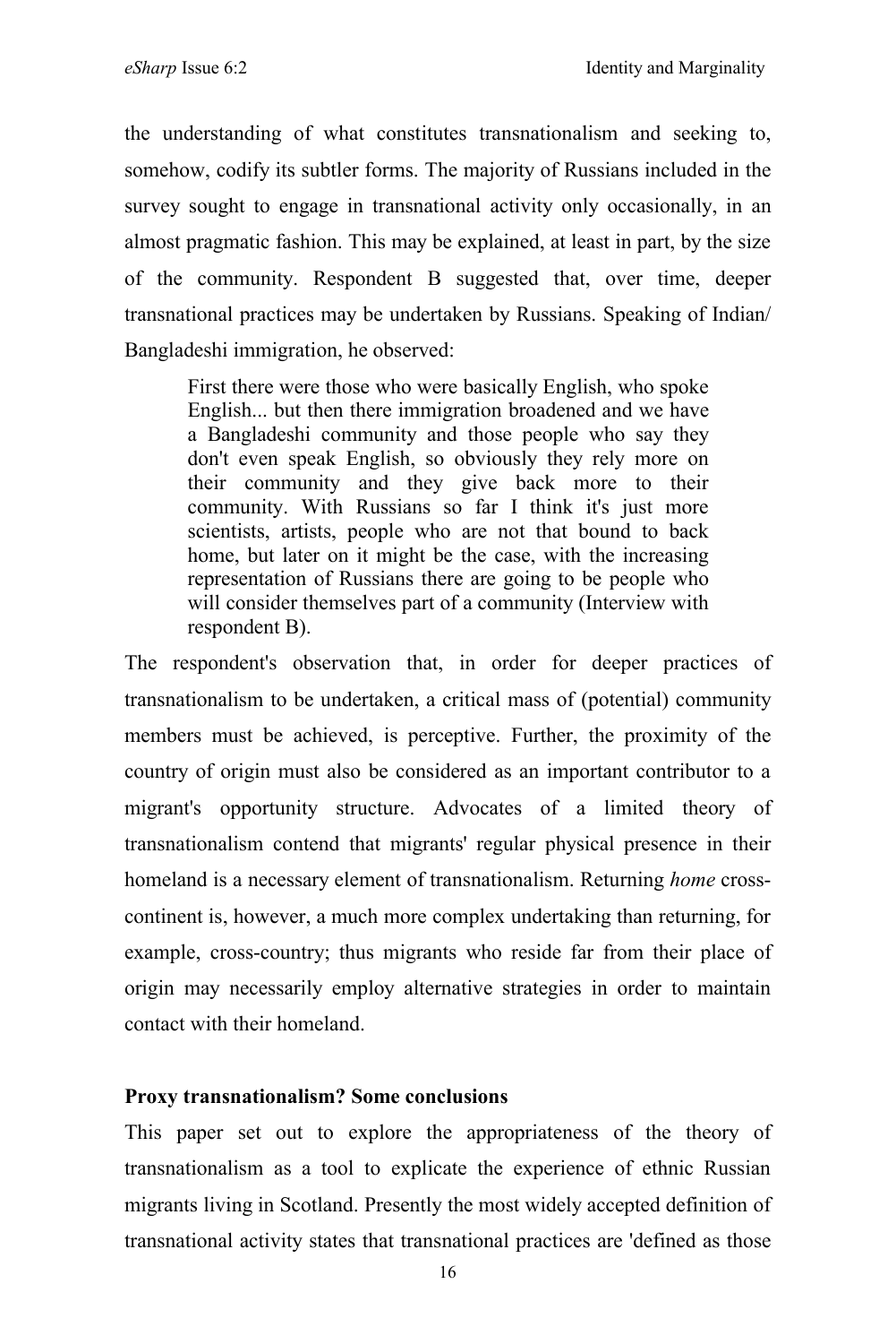the understanding of what constitutes transnationalism and seeking to, somehow, codify its subtler forms. The majority of Russians included in the survey sought to engage in transnational activity only occasionally, in an almost pragmatic fashion. This may be explained, at least in part, by the size of the community. Respondent B suggested that, over time, deeper transnational practices may be undertaken by Russians. Speaking of Indian/ Bangladeshi immigration, he observed:

> First there were those who were basically English, who spoke English... but then there immigration broadened and we have a Bangladeshi community and those people who say they don't even speak English, so obviously they rely more on their community and they give back more to their community. With Russians so far I think it's just more scientists, artists, people who are not that bound to back home, but later on it might be the case, with the increasing representation of Russians there are going to be people who will consider themselves part of a community (Interview with respondent B).

The respondent's observation that, in order for deeper practices of transnationalism to be undertaken, a critical mass of (potential) community members must be achieved, is perceptive. Further, the proximity of the country of origin must also be considered as an important contributor to a migrant's opportunity structure. Advocates of a limited theory of transnationalism contend that migrants' regular physical presence in their homeland is a necessary element of transnationalism. Returning *home* cross-continent is, however, a much more complex undertaking than returning, for example, cross-country; thus migrants who reside far from their place of origin may necessarily employ alternative strategies in order to maintain contact with their homeland.

**Proxy transnationalism? Some conclusions**

This paper set out to explore the appropriateness of the theory of transnationalism as a tool to explicate the experience of ethnic Russian migrants living in Scotland. Presently the most widely accepted definition of transnational activity states that transnational practices are 'defined as those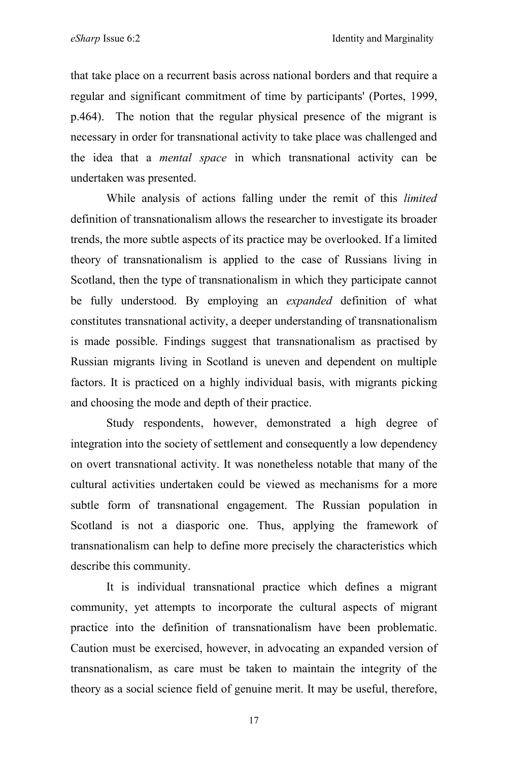that take place on a recurrent basis across national borders and that require a regular and significant commitment of time by participants' (Portes, 1999, p.464). The notion that the regular physical presence of the migrant is necessary in order for transnational activity to take place was challenged and the idea that a *mental space* in which transnational activity can be undertaken was presented.

While analysis of actions falling under the remit of this *limited* definition of transnationalism allows the researcher to investigate its broader trends, the more subtle aspects of its practice may be overlooked. If a limited theory of transnationalism is applied to the case of Russians living in Scotland, then the type of transnationalism in which they participate cannot be fully understood. By employing an *expanded* definition of what constitutes transnational activity, a deeper understanding of transnationalism is made possible. Findings suggest that transnationalism as practised by Russian migrants living in Scotland is uneven and dependent on multiple factors. It is practiced on a highly individual basis, with migrants picking and choosing the mode and depth of their practice.

Study respondents, however, demonstrated a high degree of integration into the society of settlement and consequently a low dependency on overt transnational activity. It was nonetheless notable that many of the cultural activities undertaken could be viewed as mechanisms for a more subtle form of transnational engagement. The Russian population in Scotland is not a diasporic one. Thus, applying the framework of transnationalism can help to define more precisely the characteristics which describe this community.

It is individual transnational practice which defines a migrant community, yet attempts to incorporate the cultural aspects of migrant practice into the definition of transnationalism have been problematic. Caution must be exercised, however, in advocating an expanded version of transnationalism, as care must be taken to maintain the integrity of the theory as a social science field of genuine merit. It may be useful, therefore,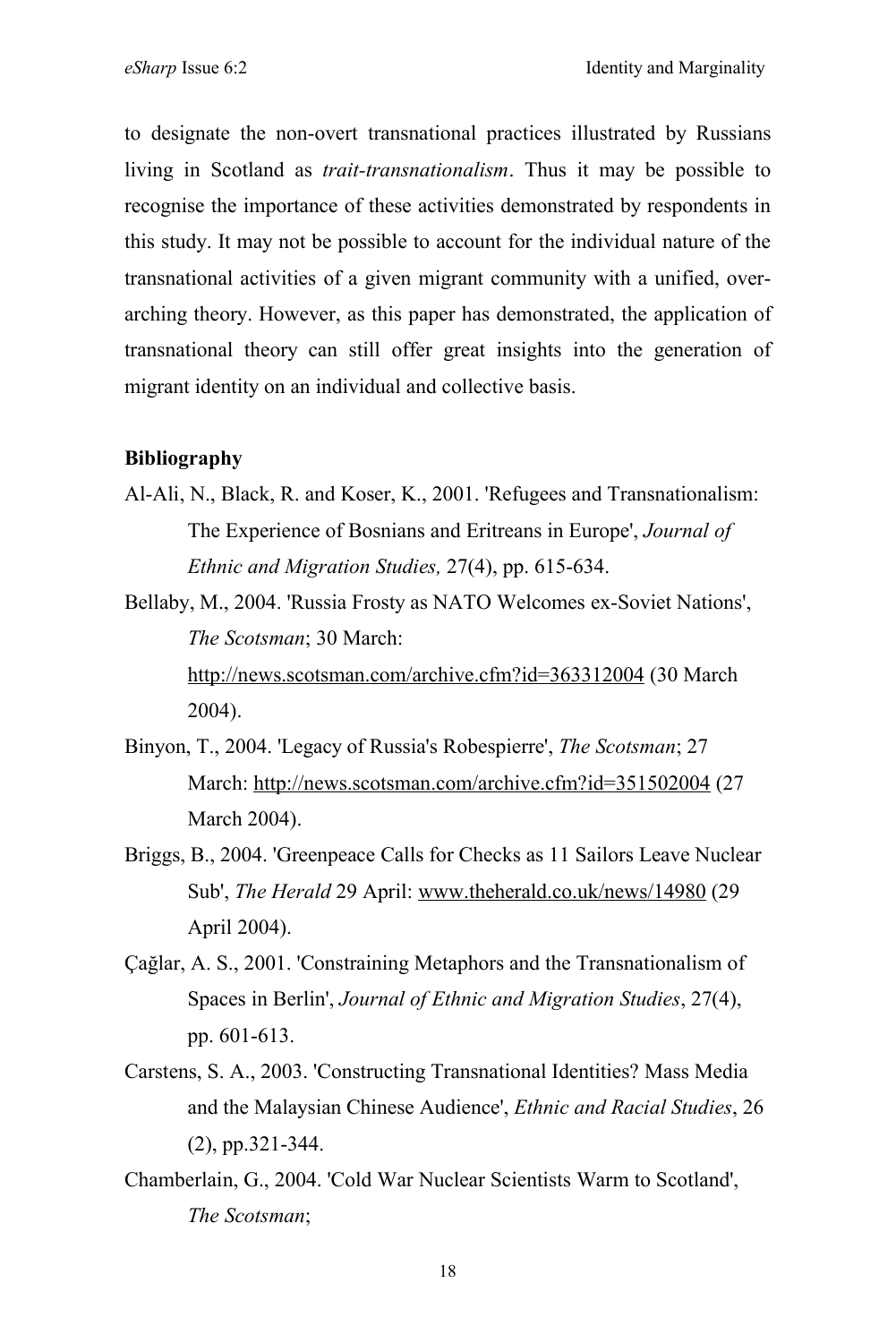to designate the non-overt transnational practices illustrated by Russians living in Scotland as *trait-transnationalism*. Thus it may be possible to recognise the importance of these activities demonstrated by respondents in this study. It may not be possible to account for the individual nature of the transnational activities of a given migrant community with a unified, over-arching theory. However, as this paper has demonstrated, the application of transnational theory can still offer great insights into the generation of migrant identity on an individual and collective basis.

**Bibliography**

Al-Ali, N., Black, R. and Koser, K., 2001. 'Refugees and Transnationalism: The Experience of Bosnians and Eritreans in Europe', *Journal of Ethnic and Migration Studies,* 27(4), pp. 615-634.

Bellaby, M., 2004. 'Russia Frosty as NATO Welcomes ex-Soviet Nations', *The Scotsman*; 30 March: http://news.scotsman.com/archive.cfm?id=363312004 (30 March 2004).

Binyon, T., 2004. 'Legacy of Russia's Robespierre', *The Scotsman*; 27 March: http://news.scotsman.com/archive.cfm?id=351502004 (27 March 2004).

Briggs, B., 2004. 'Greenpeace Calls for Checks as 11 Sailors Leave Nuclear Sub', *The Herald* 29 April: www.theherald.co.uk/news/14980 (29 April 2004).

Çağlar, A. S., 2001. 'Constraining Metaphors and the Transnationalism of Spaces in Berlin', *Journal of Ethnic and Migration Studies*, 27(4), pp. 601-613.

Carstens, S. A., 2003. 'Constructing Transnational Identities? Mass Media and the Malaysian Chinese Audience', *Ethnic and Racial Studies*, 26 (2), pp.321-344.

Chamberlain, G., 2004. 'Cold War Nuclear Scientists Warm to Scotland', *The Scotsman*;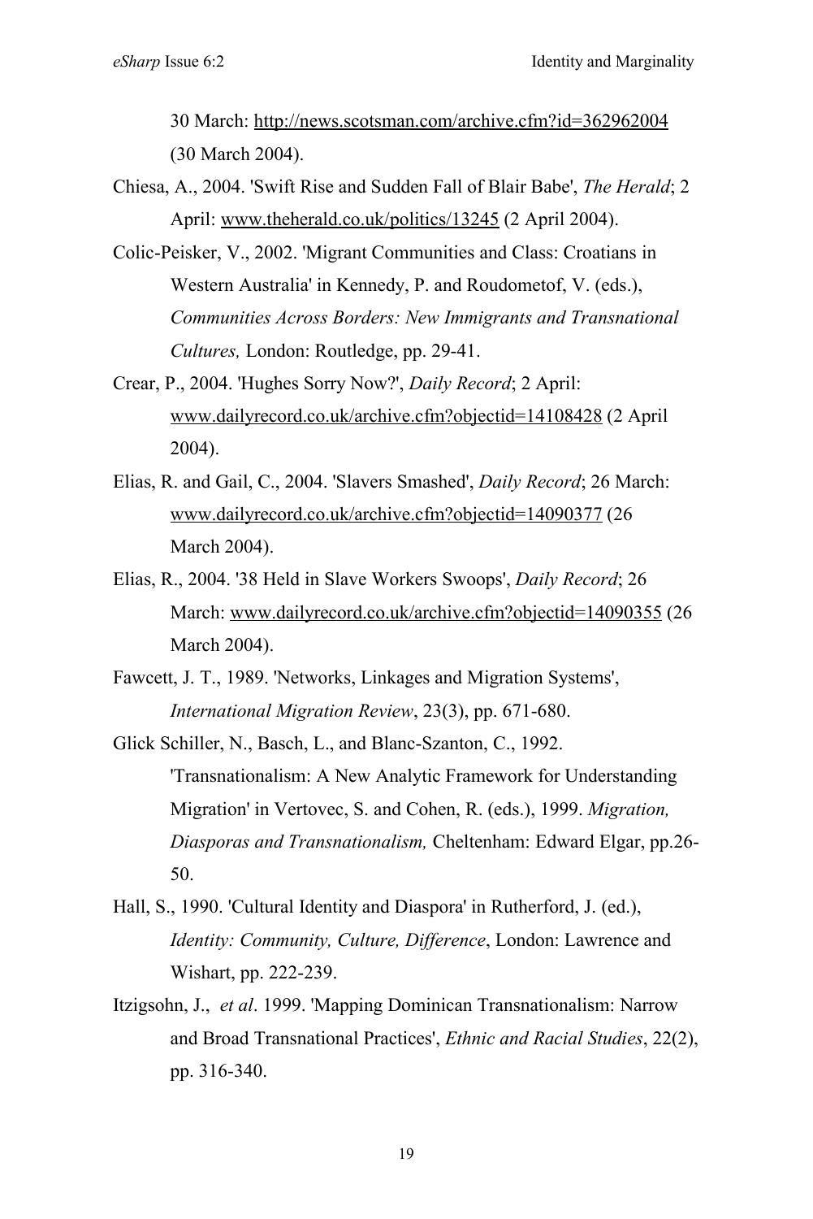30 March: http://news.scotsman.com/archive.cfm?id=362962004 (30 March 2004).

Chiesa, A., 2004. 'Swift Rise and Sudden Fall of Blair Babe', *The Herald*; 2 April: www.theherald.co.uk/politics/13245 (2 April 2004).

Colic-Peisker, V., 2002. 'Migrant Communities and Class: Croatians in Western Australia' in Kennedy, P. and Roudometof, V. (eds.), *Communities Across Borders: New Immigrants and Transnational Cultures,* London: Routledge, pp. 29-41.

Crear, P., 2004. 'Hughes Sorry Now?', *Daily Record*; 2 April: www.dailyrecord.co.uk/archive.cfm?objectid=14108428 (2 April 2004).

Elias, R. and Gail, C., 2004. 'Slavers Smashed', *Daily Record*; 26 March: www.dailyrecord.co.uk/archive.cfm?objectid=14090377 (26 March 2004).

Elias, R., 2004. '38 Held in Slave Workers Swoops', *Daily Record*; 26 March: www.dailyrecord.co.uk/archive.cfm?objectid=14090355 (26 March 2004).

Fawcett, J. T., 1989. 'Networks, Linkages and Migration Systems', *International Migration Review*, 23(3), pp. 671-680.

Glick Schiller, N., Basch, L., and Blanc-Szanton, C., 1992. 'Transnationalism: A New Analytic Framework for Understanding Migration' in Vertovec, S. and Cohen, R. (eds.), 1999. *Migration, Diasporas and Transnationalism,* Cheltenham: Edward Elgar, pp.26-50.

Hall, S., 1990. 'Cultural Identity and Diaspora' in Rutherford, J. (ed.), *Identity: Community, Culture, Difference*, London: Lawrence and Wishart, pp. 222-239.

Itzigsohn, J., *et al*. 1999. 'Mapping Dominican Transnationalism: Narrow and Broad Transnational Practices', *Ethnic and Racial Studies*, 22(2), pp. 316-340.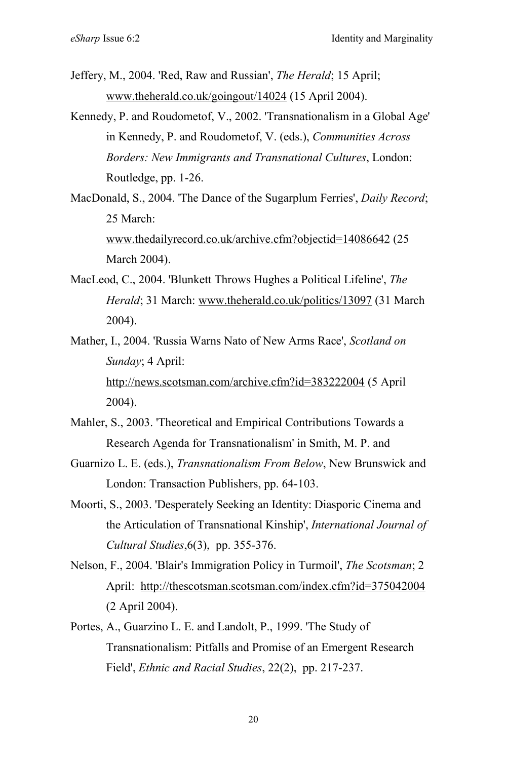Jeffery, M., 2004. 'Red, Raw and Russian', *The Herald*; 15 April; www.theherald.co.uk/goingout/14024 (15 April 2004).

Kennedy, P. and Roudometof, V., 2002. 'Transnationalism in a Global Age' in Kennedy, P. and Roudometof, V. (eds.), *Communities Across Borders: New Immigrants and Transnational Cultures*, London: Routledge, pp. 1-26.

MacDonald, S., 2004. 'The Dance of the Sugarplum Ferries', *Daily Record*; 25 March: www.thedailyrecord.co.uk/archive.cfm?objectid=14086642 (25 March 2004).

MacLeod, C., 2004. 'Blunkett Throws Hughes a Political Lifeline', *The Herald*; 31 March: www.theherald.co.uk/politics/13097 (31 March 2004).

Mather, I., 2004. 'Russia Warns Nato of New Arms Race', *Scotland on Sunday*; 4 April: http://news.scotsman.com/archive.cfm?id=383222004 (5 April 2004).

Mahler, S., 2003. 'Theoretical and Empirical Contributions Towards a Research Agenda for Transnationalism' in Smith, M. P. and Guarnizo L. E. (eds.), *Transnationalism From Below*, New Brunswick and London: Transaction Publishers, pp. 64-103.

Moorti, S., 2003. 'Desperately Seeking an Identity: Diasporic Cinema and the Articulation of Transnational Kinship', *International Journal of Cultural Studies*,6(3), pp. 355-376.

Nelson, F., 2004. 'Blair's Immigration Policy in Turmoil', *The Scotsman*; 2 April: http://thescotsman.scotsman.com/index.cfm?id=375042004 (2 April 2004).

Portes, A., Guarzino L. E. and Landolt, P., 1999. 'The Study of Transnationalism: Pitfalls and Promise of an Emergent Research Field', *Ethnic and Racial Studies*, 22(2), pp. 217-237.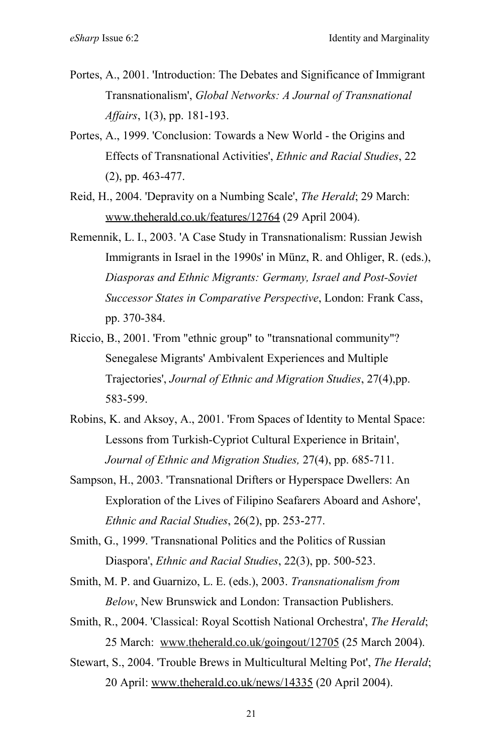Portes, A., 2001. 'Introduction: The Debates and Significance of Immigrant Transnationalism', *Global Networks: A Journal of Transnational Affairs*, 1(3), pp. 181-193.

Portes, A., 1999. 'Conclusion: Towards a New World - the Origins and Effects of Transnational Activities', *Ethnic and Racial Studies*, 22 (2), pp. 463-477.

Reid, H., 2004. 'Depravity on a Numbing Scale', *The Herald*; 29 March: www.theherald.co.uk/features/12764 (29 April 2004).

Remennik, L. I., 2003. 'A Case Study in Transnationalism: Russian Jewish Immigrants in Israel in the 1990s' in Münz, R. and Ohliger, R. (eds.), *Diasporas and Ethnic Migrants: Germany, Israel and Post-Soviet Successor States in Comparative Perspective*, London: Frank Cass, pp. 370-384.

Riccio, B., 2001. 'From "ethnic group" to "transnational community"? Senegalese Migrants' Ambivalent Experiences and Multiple Trajectories', *Journal of Ethnic and Migration Studies*, 27(4),pp. 583-599.

Robins, K. and Aksoy, A., 2001. 'From Spaces of Identity to Mental Space: Lessons from Turkish-Cypriot Cultural Experience in Britain', *Journal of Ethnic and Migration Studies,* 27(4), pp. 685-711.

Sampson, H., 2003. 'Transnational Drifters or Hyperspace Dwellers: An Exploration of the Lives of Filipino Seafarers Aboard and Ashore', *Ethnic and Racial Studies*, 26(2), pp. 253-277.

Smith, G., 1999. 'Transnational Politics and the Politics of Russian Diaspora', *Ethnic and Racial Studies*, 22(3), pp. 500-523.

Smith, M. P. and Guarnizo, L. E. (eds.), 2003. *Transnationalism from Below*, New Brunswick and London: Transaction Publishers.

Smith, R., 2004. 'Classical: Royal Scottish National Orchestra', *The Herald*; 25 March: www.theherald.co.uk/goingout/12705 (25 March 2004).

Stewart, S., 2004. 'Trouble Brews in Multicultural Melting Pot', *The Herald*; 20 April: www.theherald.co.uk/news/14335 (20 April 2004).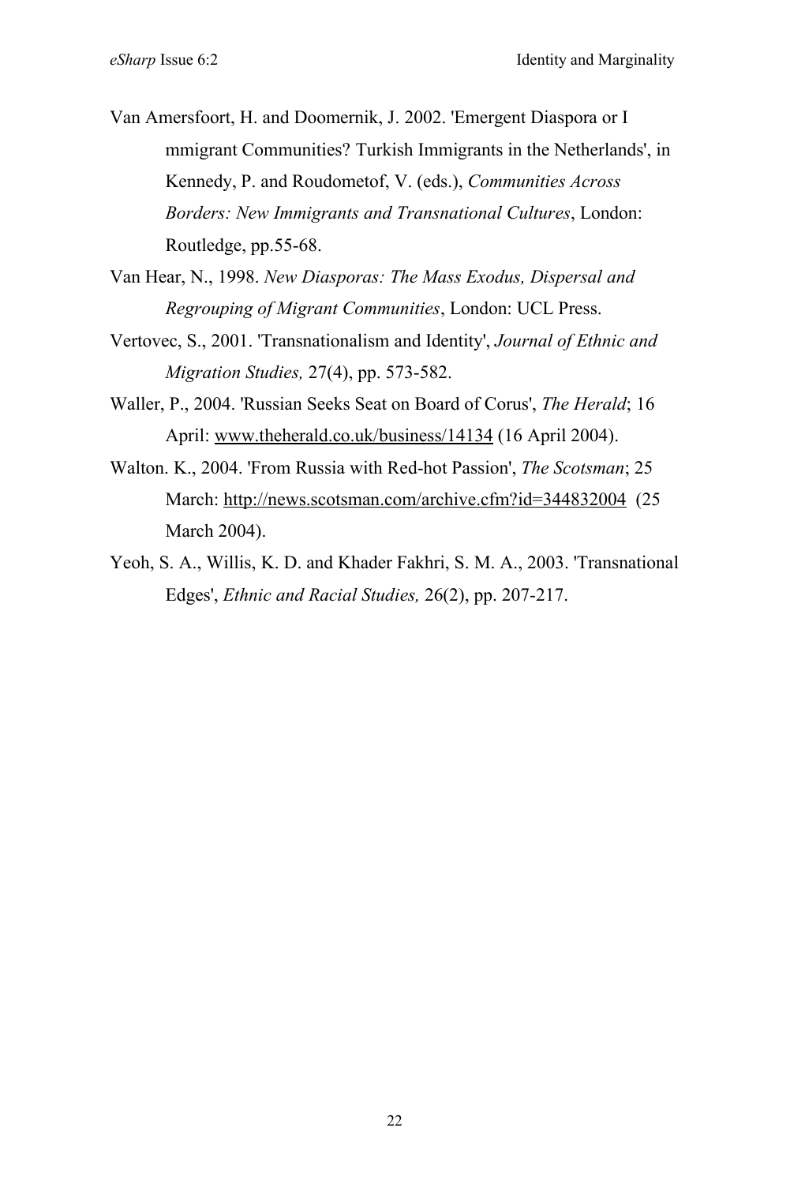Van Amersfoort, H. and Doomernik, J. 2002. 'Emergent Diaspora or I mmigrant Communities? Turkish Immigrants in the Netherlands', in Kennedy, P. and Roudometof, V. (eds.), *Communities Across Borders: New Immigrants and Transnational Cultures*, London: Routledge, pp.55-68.

Van Hear, N., 1998. *New Diasporas: The Mass Exodus, Dispersal and Regrouping of Migrant Communities*, London: UCL Press.

Vertovec, S., 2001. 'Transnationalism and Identity', *Journal of Ethnic and Migration Studies,* 27(4), pp. 573-582.

Waller, P., 2004. 'Russian Seeks Seat on Board of Corus', *The Herald*; 16 April: www.theherald.co.uk/business/14134 (16 April 2004).

Walton. K., 2004. 'From Russia with Red-hot Passion', *The Scotsman*; 25 March: http://news.scotsman.com/archive.cfm?id=344832004 (25 March 2004).

Yeoh, S. A., Willis, K. D. and Khader Fakhri, S. M. A., 2003. 'Transnational Edges', *Ethnic and Racial Studies,* 26(2), pp. 207-217.